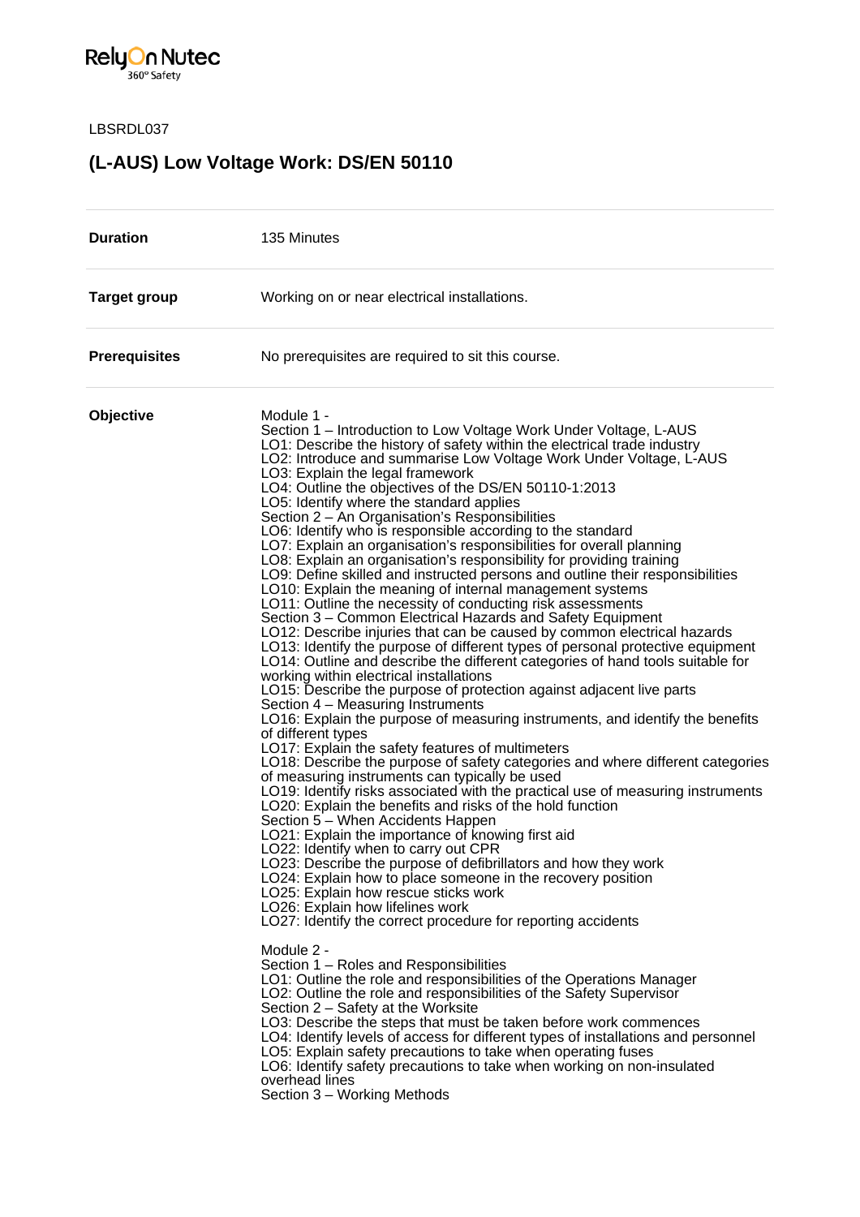LBSRDL037

# (L-AUS) Low Voltage Work: DS/EN 50110

| | |
|---|---|
| **Duration** | 135 Minutes |
| **Target group** | Working on or near electrical installations. |
| **Prerequisites** | No prerequisites are required to sit this course. |
| **Objective** | Module 1 -<br>Section 1 – Introduction to Low Voltage Work Under Voltage, L-AUS<br>LO1: Describe the history of safety within the electrical trade industry<br>LO2: Introduce and summarise Low Voltage Work Under Voltage, L-AUS<br>LO3: Explain the legal framework<br>LO4: Outline the objectives of the DS/EN 50110-1:2013<br>LO5: Identify where the standard applies<br>Section 2 – An Organisation's Responsibilities<br>LO6: Identify who is responsible according to the standard<br>LO7: Explain an organisation's responsibilities for overall planning<br>LO8: Explain an organisation's responsibility for providing training<br>LO9: Define skilled and instructed persons and outline their responsibilities<br>LO10: Explain the meaning of internal management systems<br>LO11: Outline the necessity of conducting risk assessments<br>Section 3 – Common Electrical Hazards and Safety Equipment<br>LO12: Describe injuries that can be caused by common electrical hazards<br>LO13: Identify the purpose of different types of personal protective equipment<br>LO14: Outline and describe the different categories of hand tools suitable for working within electrical installations<br>LO15: Describe the purpose of protection against adjacent live parts<br>Section 4 – Measuring Instruments<br>LO16: Explain the purpose of measuring instruments, and identify the benefits of different types<br>LO17: Explain the safety features of multimeters<br>LO18: Describe the purpose of safety categories and where different categories of measuring instruments can typically be used<br>LO19: Identify risks associated with the practical use of measuring instruments<br>LO20: Explain the benefits and risks of the hold function<br>Section 5 – When Accidents Happen<br>LO21: Explain the importance of knowing first aid<br>LO22: Identify when to carry out CPR<br>LO23: Describe the purpose of defibrillators and how they work<br>LO24: Explain how to place someone in the recovery position<br>LO25: Explain how rescue sticks work<br>LO26: Explain how lifelines work<br>LO27: Identify the correct procedure for reporting accidents<br><br>Module 2 -<br>Section 1 – Roles and Responsibilities<br>LO1: Outline the role and responsibilities of the Operations Manager<br>LO2: Outline the role and responsibilities of the Safety Supervisor<br>Section 2 – Safety at the Worksite<br>LO3: Describe the steps that must be taken before work commences<br>LO4: Identify levels of access for different types of installations and personnel<br>LO5: Explain safety precautions to take when operating fuses<br>LO6: Identify safety precautions to take when working on non-insulated overhead lines<br>Section 3 – Working Methods |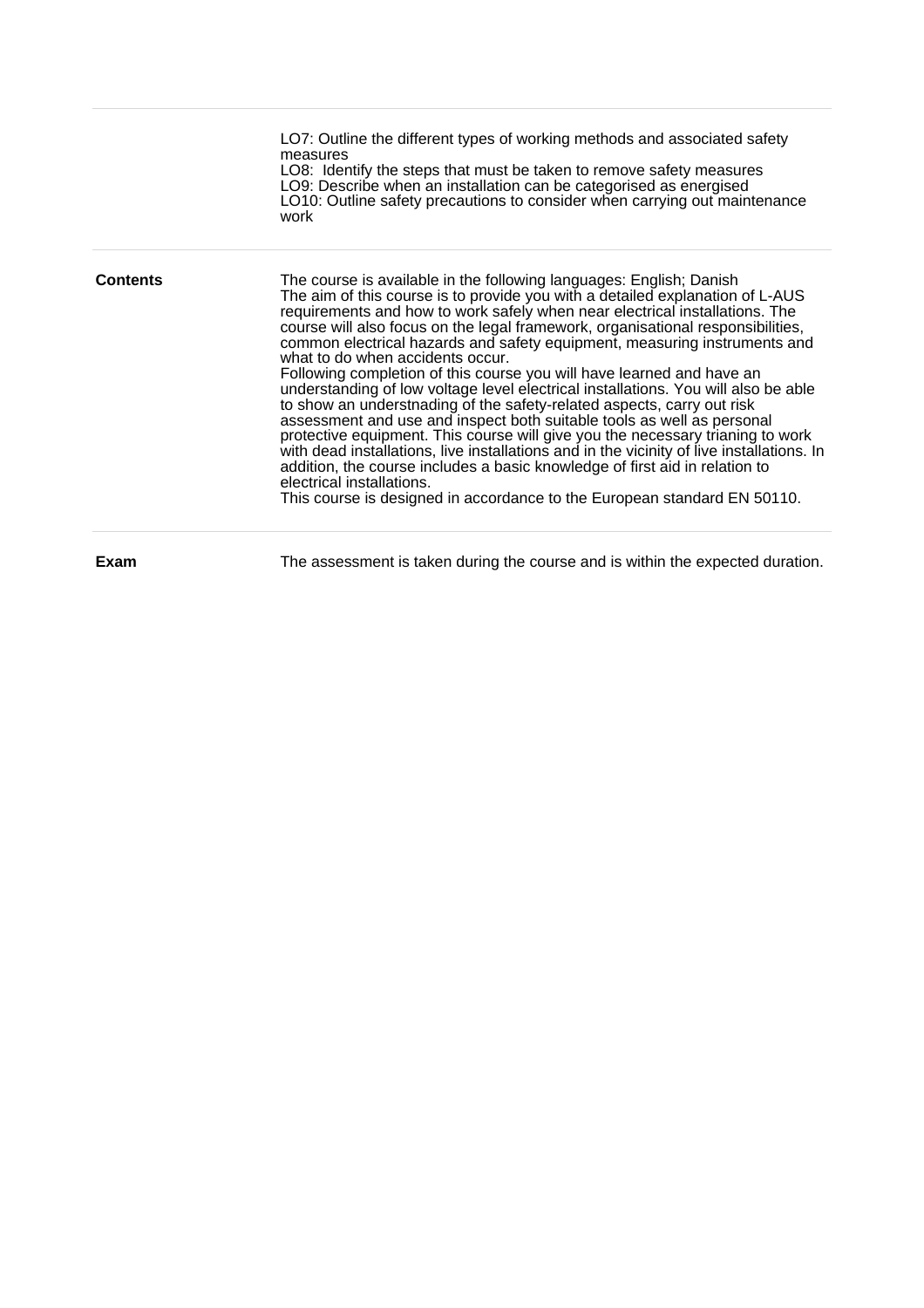| | |
|---|---|
| | LO7: Outline the different types of working methods and associated safety measures<br>LO8:  Identify the steps that must be taken to remove safety measures<br>LO9: Describe when an installation can be categorised as energised<br>LO10: Outline safety precautions to consider when carrying out maintenance work |
| **Contents** | The course is available in the following languages: English; Danish<br>The aim of this course is to provide you with a detailed explanation of L-AUS requirements and how to work safely when near electrical installations. The course will also focus on the legal framework, organisational responsibilities, common electrical hazards and safety equipment, measuring instruments and what to do when accidents occur.<br>Following completion of this course you will have learned and have an understanding of low voltage level electrical installations. You will also be able to show an understnading of the safety-related aspects, carry out risk assessment and use and inspect both suitable tools as well as personal protective equipment. This course will give you the necessary trianing to work with dead installations, live installations and in the vicinity of live installations. In addition, the course includes a basic knowledge of first aid in relation to electrical installations.<br>This course is designed in accordance to the European standard EN 50110. |
| **Exam** | The assessment is taken during the course and is within the expected duration. |